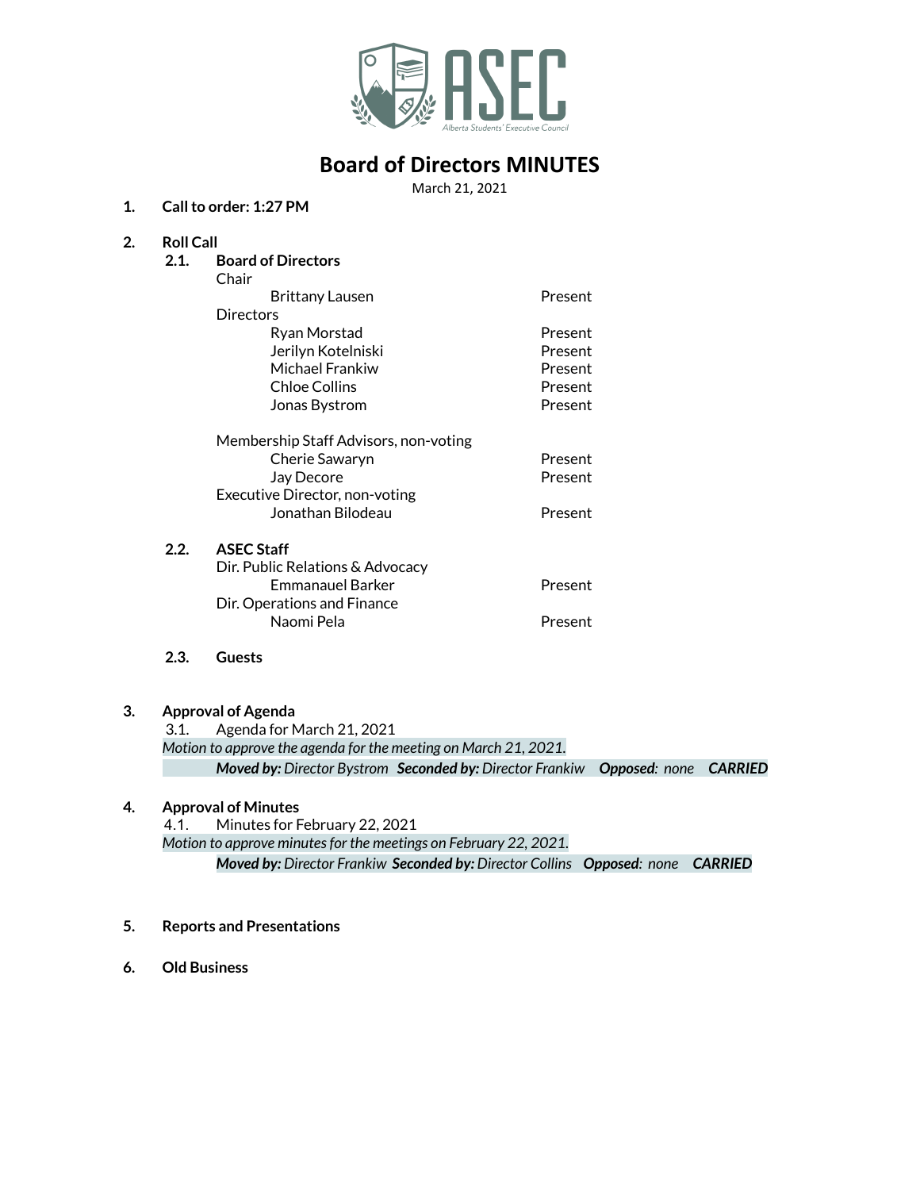ASEC

Alberta Students' Executive Council

# Board of Directors MINUTES

March 21, 2021

**1. Call to order: 1:27 PM**

**2. Roll Call**

**2.1. Board of Directors**

Chair

| | |
|---|---|
| Brittany Lausen | Present |

Directors

| | |
|---|---|
| Ryan Morstad | Present |
| Jerilyn Kotelniski | Present |
| Michael Frankiw | Present |
| Chloe Collins | Present |
| Jonas Bystrom | Present |

Membership Staff Advisors, non-voting

| | |
|---|---|
| Cherie Sawaryn | Present |
| Jay Decore | Present |

Executive Director, non-voting

| | |
|---|---|
| Jonathan Bilodeau | Present |

**2.2. ASEC Staff**

Dir. Public Relations & Advocacy

| | |
|---|---|
| Emmanauel Barker | Present |

Dir. Operations and Finance

| | |
|---|---|
| Naomi Pela | Present |

**2.3. Guests**

**3. Approval of Agenda**

3.1. Agenda for March 21, 2021

*Motion to approve the agenda for the meeting on March 21, 2021.*

***Moved by:*** *Director Bystrom* ***Seconded by:*** *Director Frankiw* ***Opposed:*** *none* ***CARRIED***

**4. Approval of Minutes**

4.1. Minutes for February 22, 2021

*Motion to approve minutes for the meetings on February 22, 2021.*

***Moved by:*** *Director Frankiw* ***Seconded by:*** *Director Collins* ***Opposed:*** *none* ***CARRIED***

**5. Reports and Presentations**

**6. Old Business**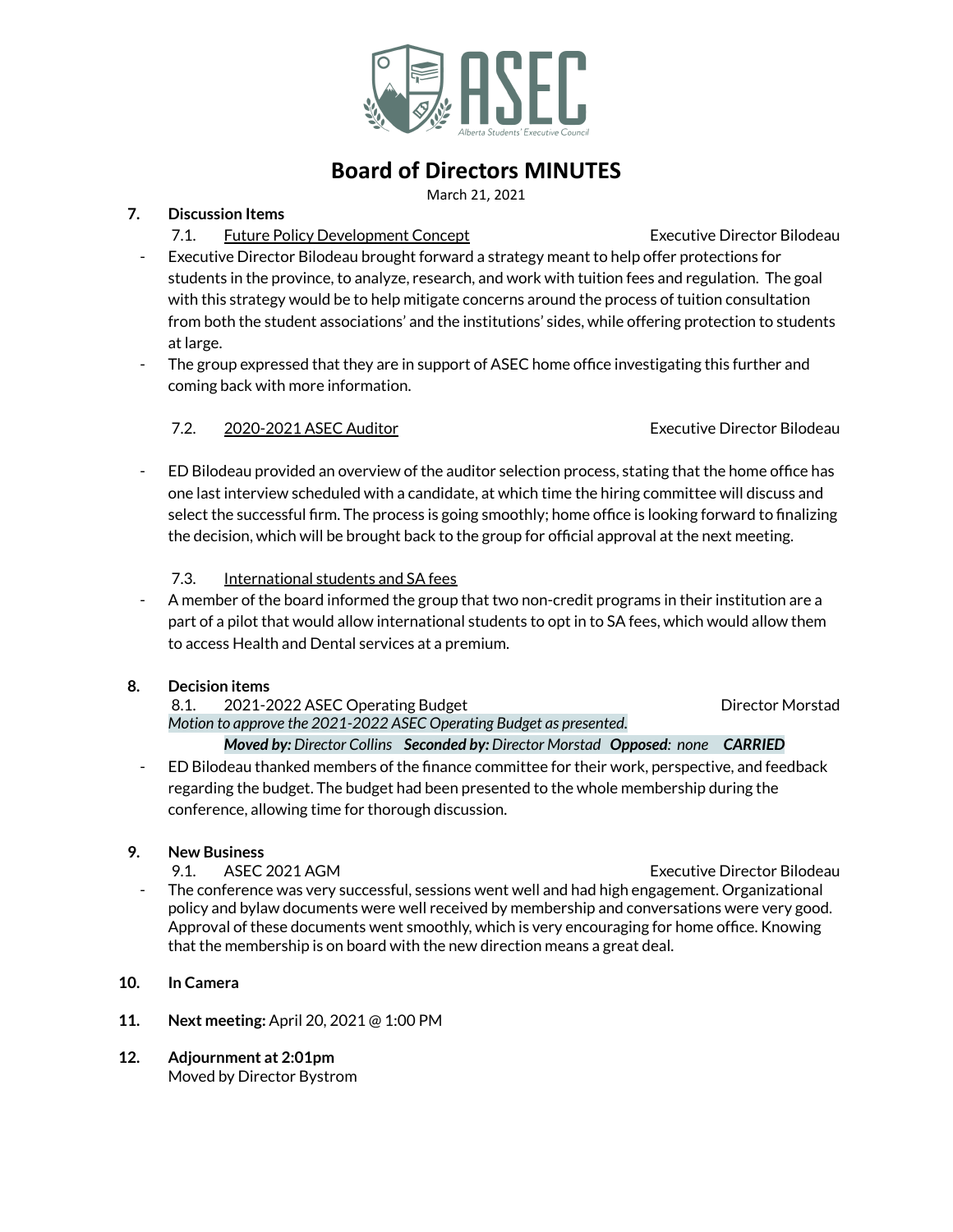# Board of Directors MINUTES

March 21, 2021

7. **Discussion Items**

   7.1. Future Policy Development Concept — Executive Director Bilodeau

- Executive Director Bilodeau brought forward a strategy meant to help offer protections for students in the province, to analyze, research, and work with tuition fees and regulation. The goal with this strategy would be to help mitigate concerns around the process of tuition consultation from both the student associations' and the institutions' sides, while offering protection to students at large.
- The group expressed that they are in support of ASEC home office investigating this further and coming back with more information.

   7.2. 2020-2021 ASEC Auditor — Executive Director Bilodeau

- ED Bilodeau provided an overview of the auditor selection process, stating that the home office has one last interview scheduled with a candidate, at which time the hiring committee will discuss and select the successful firm. The process is going smoothly; home office is looking forward to finalizing the decision, which will be brought back to the group for official approval at the next meeting.

   7.3. International students and SA fees

- A member of the board informed the group that two non-credit programs in their institution are a part of a pilot that would allow international students to opt in to SA fees, which would allow them to access Health and Dental services at a premium.

8. **Decision items**

   8.1. 2021-2022 ASEC Operating Budget — Director Morstad

   *Motion to approve the 2021-2022 ASEC Operating Budget as presented.*

   ***Moved by:*** *Director Collins* ***Seconded by:*** *Director Morstad* ***Opposed:*** *none* ***CARRIED***

- ED Bilodeau thanked members of the finance committee for their work, perspective, and feedback regarding the budget. The budget had been presented to the whole membership during the conference, allowing time for thorough discussion.

9. **New Business**

   9.1. ASEC 2021 AGM — Executive Director Bilodeau

- The conference was very successful, sessions went well and had high engagement. Organizational policy and bylaw documents were well received by membership and conversations were very good. Approval of these documents went smoothly, which is very encouraging for home office. Knowing that the membership is on board with the new direction means a great deal.

10. **In Camera**

11. **Next meeting:** April 20, 2021 @ 1:00 PM

12. **Adjournment at 2:01pm**

    Moved by Director Bystrom